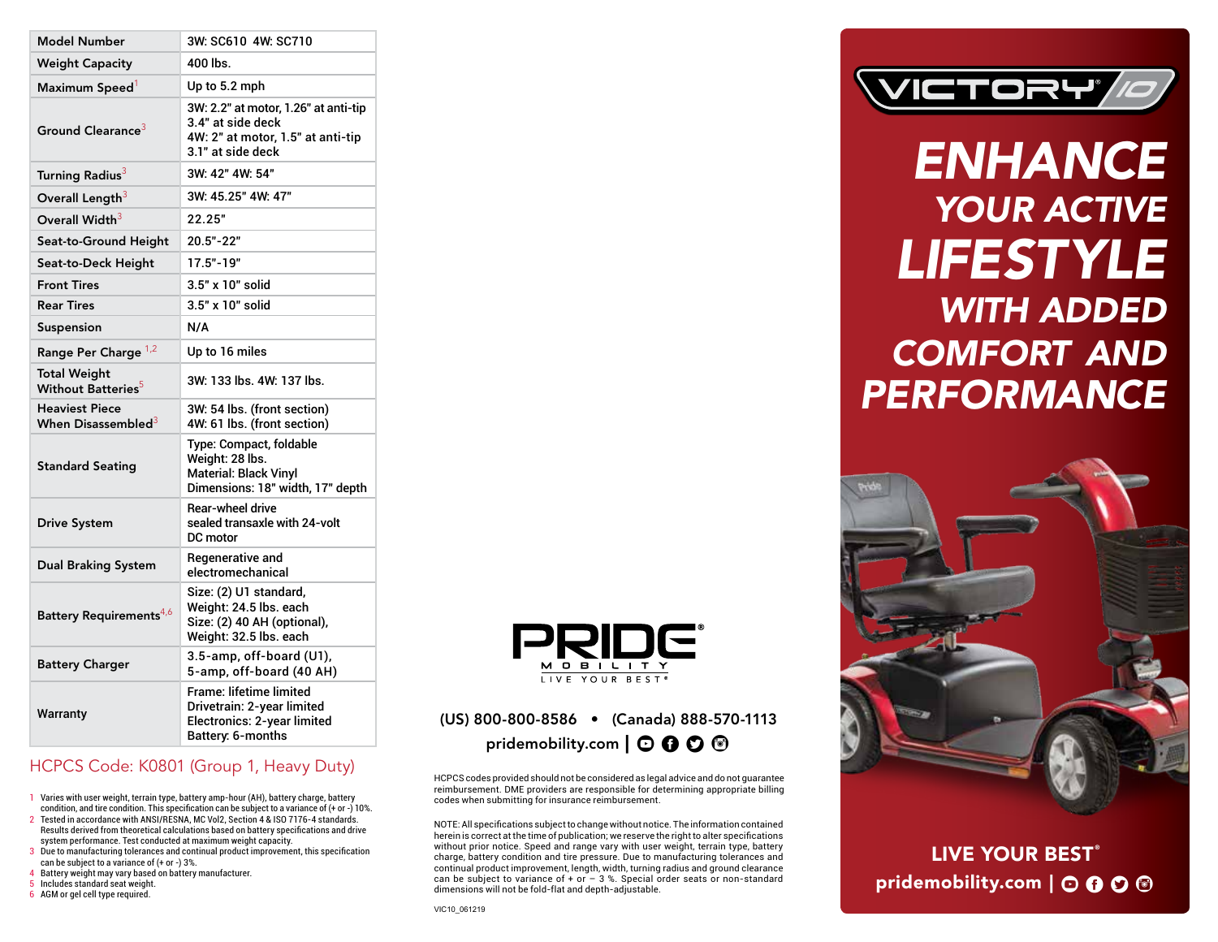| Model Number | 3W: SC610 4W: SC710 |
|---|---|
| Weight Capacity | 400 lbs. |
| Maximum Speed[1] | Up to 5.2 mph |
| Ground Clearance[3] | 3W: 2.2" at motor, 1.26" at anti-tip 3.4" at side deck 4W: 2" at motor, 1.5" at anti-tip 3.1" at side deck |
| Turning Radius[3] | 3W: 42" 4W: 54" |
| Overall Length[3] | 3W: 45.25" 4W: 47" |
| Overall Width[3] | 22.25" |
| Seat-to-Ground Height | 20.5"-22" |
| Seat-to-Deck Height | 17.5"-19" |
| Front Tires | 3.5" x 10" solid |
| Rear Tires | 3.5" x 10" solid |
| Suspension | N/A |
| Range Per Charge [1,2] | Up to 16 miles |
| Total Weight Without Batteries[5] | 3W: 133 lbs. 4W: 137 lbs. |
| Heaviest Piece When Disassembled[3] | 3W: 54 lbs. (front section) 4W: 61 lbs. (front section) |
| Standard Seating | Type: Compact, foldable Weight: 28 lbs. Material: Black Vinyl Dimensions: 18" width, 17" depth |
| Drive System | Rear-wheel drive sealed transaxle with 24-volt DC motor |
| Dual Braking System | Regenerative and electromechanical |
| Battery Requirements[4,6] | Size: (2) U1 standard, Weight: 24.5 lbs. each Size: (2) 40 AH (optional), Weight: 32.5 lbs. each |
| Battery Charger | 3.5-amp, off-board (U1), 5-amp, off-board (40 AH) |
| Warranty | Frame: lifetime limited Drivetrain: 2-year limited Electronics: 2-year limited Battery: 6-months |

HCPCS Code: K0801 (Group 1, Heavy Duty)

1. Varies with user weight, terrain type, battery amp-hour (AH), battery charge, battery condition, and tire condition. This specification can be subject to a variance of (+ or -) 10%.
2. Tested in accordance with ANSI/RESNA, MC Vol2, Section 4 & ISO 7176-4 standards. Results derived from theoretical calculations based on battery specifications and drive system performance. Test conducted at maximum weight capacity.
3. Due to manufacturing tolerances and continual product improvement, this specification can be subject to a variance of (+ or -) 3%.
4. Battery weight may vary based on battery manufacturer.
5. Includes standard seat weight.
6. AGM or gel cell type required.

PRIDE® MOBILITY
LIVE YOUR BEST®

(US) 800-800-8586 • (Canada) 888-570-1113

pridemobility.com

HCPCS codes provided should not be considered as legal advice and do not guarantee reimbursement. DME providers are responsible for determining appropriate billing codes when submitting for insurance reimbursement.

NOTE: All specifications subject to change without notice. The information contained herein is correct at the time of publication; we reserve the right to alter specifications without prior notice. Speed and range vary with user weight, terrain type, battery charge, battery condition and tire pressure. Due to manufacturing tolerances and continual product improvement, length, width, turning radius and ground clearance can be subject to variance of + or – 3 %. Special order seats or non-standard dimensions will not be fold-flat and depth-adjustable.

VIC10_061219

# VICTORY® 10

# ENHANCE YOUR ACTIVE LIFESTYLE WITH ADDED COMFORT AND PERFORMANCE

LIVE YOUR BEST®

pridemobility.com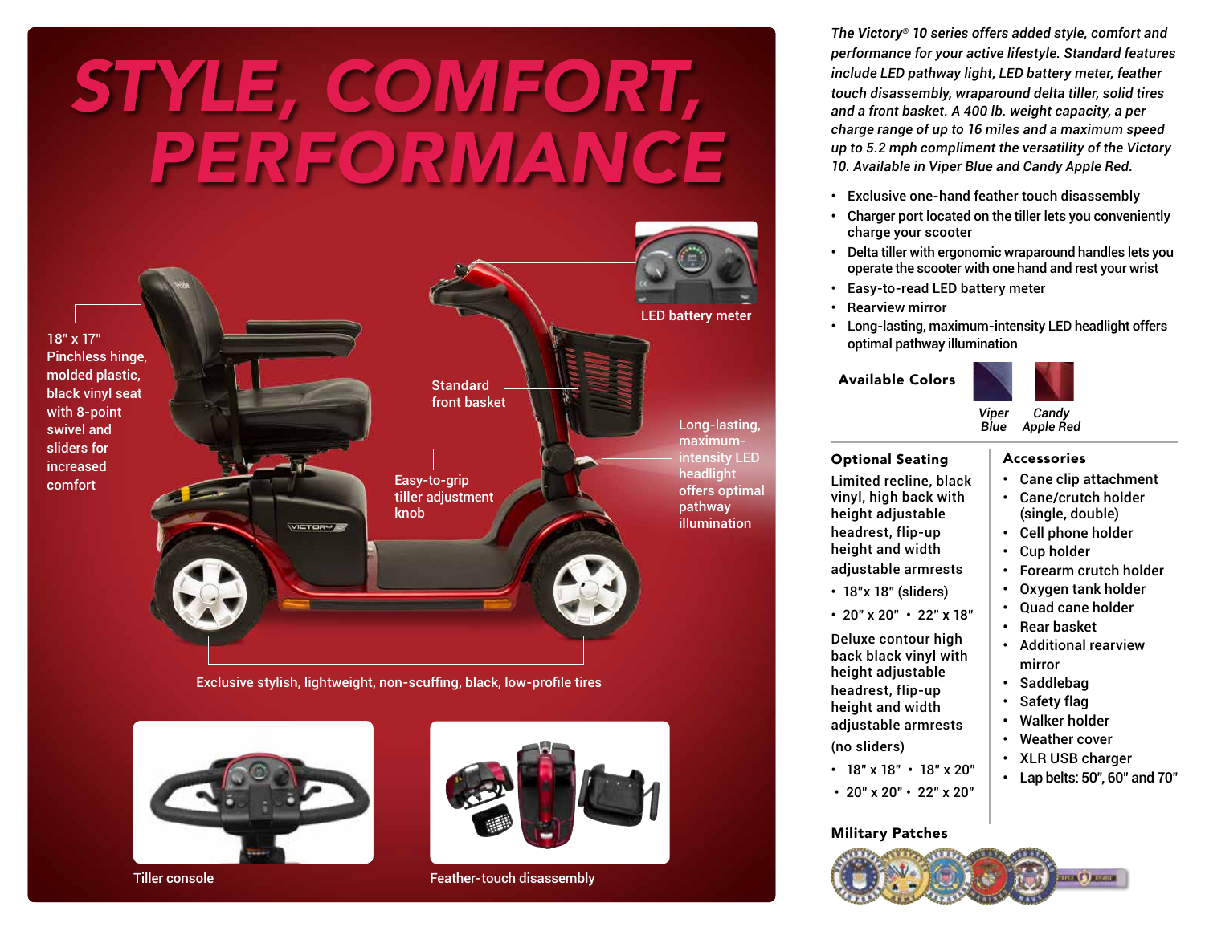# STYLE, COMFORT, PERFORMANCE

18" x 17" Pinchless hinge, molded plastic, black vinyl seat with 8-point swivel and sliders for increased comfort

Standard front basket

LED battery meter

Easy-to-grip tiller adjustment knob

Long-lasting, maximum-intensity LED headlight offers optimal pathway illumination

Exclusive stylish, lightweight, non-scuffing, black, low-profile tires

Tiller console

Feather-touch disassembly

*The Victory® 10 series offers added style, comfort and performance for your active lifestyle. Standard features include LED pathway light, LED battery meter, feather touch disassembly, wraparound delta tiller, solid tires and a front basket. A 400 lb. weight capacity, a per charge range of up to 16 miles and a maximum speed up to 5.2 mph compliment the versatility of the Victory 10. Available in Viper Blue and Candy Apple Red.*

- Exclusive one-hand feather touch disassembly
- Charger port located on the tiller lets you conveniently charge your scooter
- Delta tiller with ergonomic wraparound handles lets you operate the scooter with one hand and rest your wrist
- Easy-to-read LED battery meter
- Rearview mirror
- Long-lasting, maximum-intensity LED headlight offers optimal pathway illumination

**Available Colors**

*Viper Blue* | *Candy Apple Red*

**Optional Seating**

Limited recline, black vinyl, high back with height adjustable headrest, flip-up height and width adjustable armrests

- 18"x 18" (sliders)
- 20" x 20"
- 22" x 18"

Deluxe contour high back black vinyl with height adjustable headrest, flip-up height and width adjustable armrests (no sliders)

- 18" x 18"
- 18" x 20"
- 20" x 20"
- 22" x 20"

**Accessories**

- Cane clip attachment
- Cane/crutch holder (single, double)
- Cell phone holder
- Cup holder
- Forearm crutch holder
- Oxygen tank holder
- Quad cane holder
- Rear basket
- Additional rearview mirror
- Saddlebag
- Safety flag
- Walker holder
- Weather cover
- XLR USB charger
- Lap belts: 50", 60" and 70"

**Military Patches**